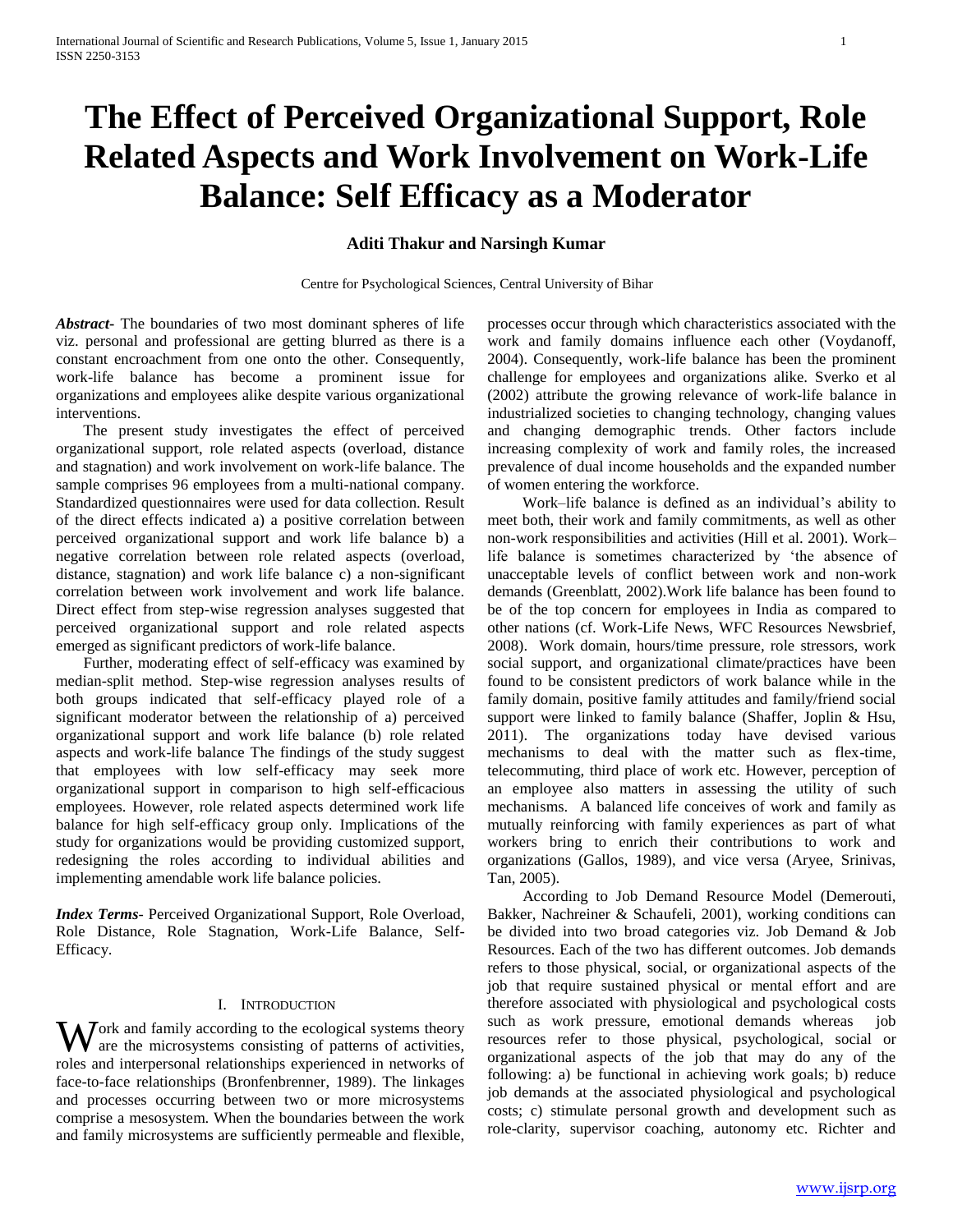# The Effect of Perceived Organizational Support, Role Related Aspects and Work Involvement on Work-Life Balance: Self Efficacy as a Moderator

**Aditi Thakur and Narsingh Kumar**

Centre for Psychological Sciences, Central University of Bihar

***Abstract-*** The boundaries of two most dominant spheres of life viz. personal and professional are getting blurred as there is a constant encroachment from one onto the other. Consequently, work-life balance has become a prominent issue for organizations and employees alike despite various organizational interventions.

The present study investigates the effect of perceived organizational support, role related aspects (overload, distance and stagnation) and work involvement on work-life balance. The sample comprises 96 employees from a multi-national company. Standardized questionnaires were used for data collection. Result of the direct effects indicated a) a positive correlation between perceived organizational support and work life balance b) a negative correlation between role related aspects (overload, distance, stagnation) and work life balance c) a non-significant correlation between work involvement and work life balance. Direct effect from step-wise regression analyses suggested that perceived organizational support and role related aspects emerged as significant predictors of work-life balance.

Further, moderating effect of self-efficacy was examined by median-split method. Step-wise regression analyses results of both groups indicated that self-efficacy played role of a significant moderator between the relationship of a) perceived organizational support and work life balance (b) role related aspects and work-life balance The findings of the study suggest that employees with low self-efficacy may seek more organizational support in comparison to high self-efficacious employees. However, role related aspects determined work life balance for high self-efficacy group only. Implications of the study for organizations would be providing customized support, redesigning the roles according to individual abilities and implementing amendable work life balance policies.

***Index Terms*-** Perceived Organizational Support, Role Overload, Role Distance, Role Stagnation, Work-Life Balance, Self-Efficacy.

## I. Introduction

Work and family according to the ecological systems theory are the microsystems consisting of patterns of activities, roles and interpersonal relationships experienced in networks of face-to-face relationships (Bronfenbrenner, 1989). The linkages and processes occurring between two or more microsystems comprise a mesosystem. When the boundaries between the work and family microsystems are sufficiently permeable and flexible, processes occur through which characteristics associated with the work and family domains influence each other (Voydanoff, 2004). Consequently, work-life balance has been the prominent challenge for employees and organizations alike. Sverko et al (2002) attribute the growing relevance of work-life balance in industrialized societies to changing technology, changing values and changing demographic trends. Other factors include increasing complexity of work and family roles, the increased prevalence of dual income households and the expanded number of women entering the workforce.

Work–life balance is defined as an individual's ability to meet both, their work and family commitments, as well as other non-work responsibilities and activities (Hill et al. 2001). Work–life balance is sometimes characterized by 'the absence of unacceptable levels of conflict between work and non-work demands (Greenblatt, 2002).Work life balance has been found to be of the top concern for employees in India as compared to other nations (cf. Work-Life News, WFC Resources Newsbrief, 2008). Work domain, hours/time pressure, role stressors, work social support, and organizational climate/practices have been found to be consistent predictors of work balance while in the family domain, positive family attitudes and family/friend social support were linked to family balance (Shaffer, Joplin & Hsu, 2011). The organizations today have devised various mechanisms to deal with the matter such as flex-time, telecommuting, third place of work etc. However, perception of an employee also matters in assessing the utility of such mechanisms. A balanced life conceives of work and family as mutually reinforcing with family experiences as part of what workers bring to enrich their contributions to work and organizations (Gallos, 1989), and vice versa (Aryee, Srinivas, Tan, 2005).

According to Job Demand Resource Model (Demerouti, Bakker, Nachreiner & Schaufeli, 2001), working conditions can be divided into two broad categories viz. Job Demand & Job Resources. Each of the two has different outcomes. Job demands refers to those physical, social, or organizational aspects of the job that require sustained physical or mental effort and are therefore associated with physiological and psychological costs such as work pressure, emotional demands whereas job resources refer to those physical, psychological, social or organizational aspects of the job that may do any of the following: a) be functional in achieving work goals; b) reduce job demands at the associated physiological and psychological costs; c) stimulate personal growth and development such as role-clarity, supervisor coaching, autonomy etc. Richter and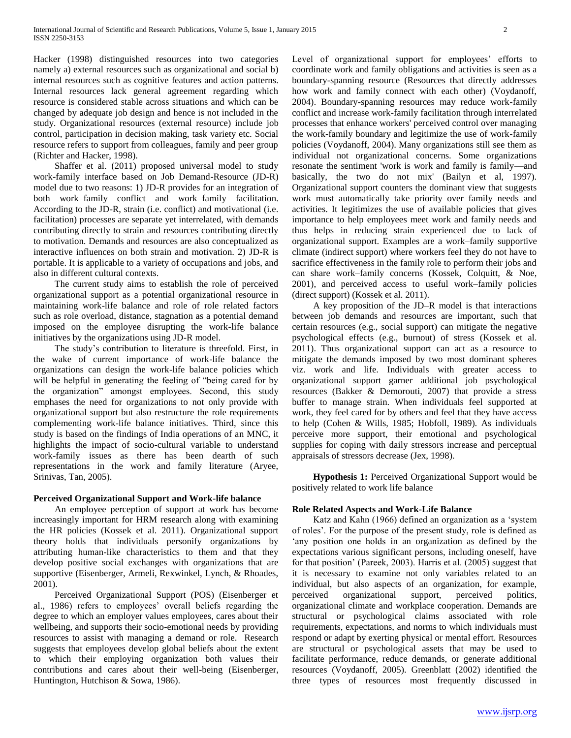Hacker (1998) distinguished resources into two categories namely a) external resources such as organizational and social b) internal resources such as cognitive features and action patterns. Internal resources lack general agreement regarding which resource is considered stable across situations and which can be changed by adequate job design and hence is not included in the study. Organizational resources (external resource) include job control, participation in decision making, task variety etc. Social resource refers to support from colleagues, family and peer group (Richter and Hacker, 1998).

Shaffer et al. (2011) proposed universal model to study work-family interface based on Job Demand-Resource (JD-R) model due to two reasons: 1) JD-R provides for an integration of both work–family conflict and work–family facilitation. According to the JD-R, strain (i.e. conflict) and motivational (i.e. facilitation) processes are separate yet interrelated, with demands contributing directly to strain and resources contributing directly to motivation. Demands and resources are also conceptualized as interactive influences on both strain and motivation. 2) JD-R is portable. It is applicable to a variety of occupations and jobs, and also in different cultural contexts.

The current study aims to establish the role of perceived organizational support as a potential organizational resource in maintaining work-life balance and role of role related factors such as role overload, distance, stagnation as a potential demand imposed on the employee disrupting the work-life balance initiatives by the organizations using JD-R model.

The study's contribution to literature is threefold. First, in the wake of current importance of work-life balance the organizations can design the work-life balance policies which will be helpful in generating the feeling of "being cared for by the organization" amongst employees. Second, this study emphases the need for organizations to not only provide with organizational support but also restructure the role requirements complementing work-life balance initiatives. Third, since this study is based on the findings of India operations of an MNC, it highlights the impact of socio-cultural variable to understand work-family issues as there has been dearth of such representations in the work and family literature (Aryee, Srinivas, Tan, 2005).

## Perceived Organizational Support and Work-life balance

An employee perception of support at work has become increasingly important for HRM research along with examining the HR policies (Kossek et al. 2011). Organizational support theory holds that individuals personify organizations by attributing human-like characteristics to them and that they develop positive social exchanges with organizations that are supportive (Eisenberger, Armeli, Rexwinkel, Lynch, & Rhoades, 2001).

Perceived Organizational Support (POS) (Eisenberger et al., 1986) refers to employees' overall beliefs regarding the degree to which an employer values employees, cares about their wellbeing, and supports their socio-emotional needs by providing resources to assist with managing a demand or role. Research suggests that employees develop global beliefs about the extent to which their employing organization both values their contributions and cares about their well-being (Eisenberger, Huntington, Hutchison & Sowa, 1986).

Level of organizational support for employees' efforts to coordinate work and family obligations and activities is seen as a boundary-spanning resource (Resources that directly addresses how work and family connect with each other) (Voydanoff, 2004). Boundary-spanning resources may reduce work-family conflict and increase work-family facilitation through interrelated processes that enhance workers' perceived control over managing the work-family boundary and legitimize the use of work-family policies (Voydanoff, 2004). Many organizations still see them as individual not organizational concerns. Some organizations resonate the sentiment 'work is work and family is family—and basically, the two do not mix' (Bailyn et al, 1997). Organizational support counters the dominant view that suggests work must automatically take priority over family needs and activities. It legitimizes the use of available policies that gives importance to help employees meet work and family needs and thus helps in reducing strain experienced due to lack of organizational support. Examples are a work–family supportive climate (indirect support) where workers feel they do not have to sacrifice effectiveness in the family role to perform their jobs and can share work–family concerns (Kossek, Colquitt, & Noe, 2001), and perceived access to useful work–family policies (direct support) (Kossek et al. 2011).

A key proposition of the JD–R model is that interactions between job demands and resources are important, such that certain resources (e.g., social support) can mitigate the negative psychological effects (e.g., burnout) of stress (Kossek et al. 2011). Thus organizational support can act as a resource to mitigate the demands imposed by two most dominant spheres viz. work and life. Individuals with greater access to organizational support garner additional job psychological resources (Bakker & Demorouti, 2007) that provide a stress buffer to manage strain. When individuals feel supported at work, they feel cared for by others and feel that they have access to help (Cohen & Wills, 1985; Hobfoll, 1989). As individuals perceive more support, their emotional and psychological supplies for coping with daily stressors increase and perceptual appraisals of stressors decrease (Jex, 1998).

**Hypothesis 1:** Perceived Organizational Support would be positively related to work life balance

## Role Related Aspects and Work-Life Balance

Katz and Kahn (1966) defined an organization as a 'system of roles'. For the purpose of the present study, role is defined as 'any position one holds in an organization as defined by the expectations various significant persons, including oneself, have for that position' (Pareek, 2003). Harris et al. (2005) suggest that it is necessary to examine not only variables related to an individual, but also aspects of an organization, for example, perceived organizational support, perceived politics, organizational climate and workplace cooperation. Demands are structural or psychological claims associated with role requirements, expectations, and norms to which individuals must respond or adapt by exerting physical or mental effort. Resources are structural or psychological assets that may be used to facilitate performance, reduce demands, or generate additional resources (Voydanoff, 2005). Greenblatt (2002) identified the three types of resources most frequently discussed in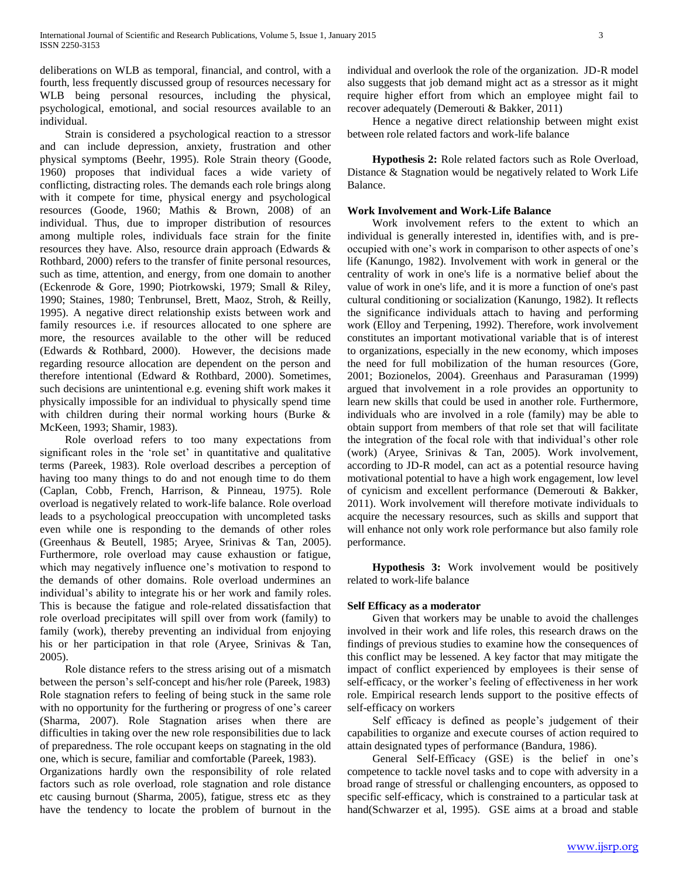deliberations on WLB as temporal, financial, and control, with a fourth, less frequently discussed group of resources necessary for WLB being personal resources, including the physical, psychological, emotional, and social resources available to an individual.

Strain is considered a psychological reaction to a stressor and can include depression, anxiety, frustration and other physical symptoms (Beehr, 1995). Role Strain theory (Goode, 1960) proposes that individual faces a wide variety of conflicting, distracting roles. The demands each role brings along with it compete for time, physical energy and psychological resources (Goode, 1960; Mathis & Brown, 2008) of an individual. Thus, due to improper distribution of resources among multiple roles, individuals face strain for the finite resources they have. Also, resource drain approach (Edwards & Rothbard, 2000) refers to the transfer of finite personal resources, such as time, attention, and energy, from one domain to another (Eckenrode & Gore, 1990; Piotrkowski, 1979; Small & Riley, 1990; Staines, 1980; Tenbrunsel, Brett, Maoz, Stroh, & Reilly, 1995). A negative direct relationship exists between work and family resources i.e. if resources allocated to one sphere are more, the resources available to the other will be reduced (Edwards & Rothbard, 2000). However, the decisions made regarding resource allocation are dependent on the person and therefore intentional (Edward & Rothbard, 2000). Sometimes, such decisions are unintentional e.g. evening shift work makes it physically impossible for an individual to physically spend time with children during their normal working hours (Burke & McKeen, 1993; Shamir, 1983).

Role overload refers to too many expectations from significant roles in the 'role set' in quantitative and qualitative terms (Pareek, 1983). Role overload describes a perception of having too many things to do and not enough time to do them (Caplan, Cobb, French, Harrison, & Pinneau, 1975). Role overload is negatively related to work-life balance. Role overload leads to a psychological preoccupation with uncompleted tasks even while one is responding to the demands of other roles (Greenhaus & Beutell, 1985; Aryee, Srinivas & Tan, 2005). Furthermore, role overload may cause exhaustion or fatigue, which may negatively influence one's motivation to respond to the demands of other domains. Role overload undermines an individual's ability to integrate his or her work and family roles. This is because the fatigue and role-related dissatisfaction that role overload precipitates will spill over from work (family) to family (work), thereby preventing an individual from enjoying his or her participation in that role (Aryee, Srinivas & Tan, 2005).

Role distance refers to the stress arising out of a mismatch between the person's self-concept and his/her role (Pareek, 1983) Role stagnation refers to feeling of being stuck in the same role with no opportunity for the furthering or progress of one's career (Sharma, 2007). Role Stagnation arises when there are difficulties in taking over the new role responsibilities due to lack of preparedness. The role occupant keeps on stagnating in the old one, which is secure, familiar and comfortable (Pareek, 1983).

Organizations hardly own the responsibility of role related factors such as role overload, role stagnation and role distance etc causing burnout (Sharma, 2005), fatigue, stress etc as they have the tendency to locate the problem of burnout in the individual and overlook the role of the organization. JD-R model also suggests that job demand might act as a stressor as it might require higher effort from which an employee might fail to recover adequately (Demerouti & Bakker, 2011)

Hence a negative direct relationship between might exist between role related factors and work-life balance

**Hypothesis 2:** Role related factors such as Role Overload, Distance & Stagnation would be negatively related to Work Life Balance.

### Work Involvement and Work-Life Balance

Work involvement refers to the extent to which an individual is generally interested in, identifies with, and is pre-occupied with one's work in comparison to other aspects of one's life (Kanungo, 1982). Involvement with work in general or the centrality of work in one's life is a normative belief about the value of work in one's life, and it is more a function of one's past cultural conditioning or socialization (Kanungo, 1982). It reflects the significance individuals attach to having and performing work (Elloy and Terpening, 1992). Therefore, work involvement constitutes an important motivational variable that is of interest to organizations, especially in the new economy, which imposes the need for full mobilization of the human resources (Gore, 2001; Bozionelos, 2004). Greenhaus and Parasuraman (1999) argued that involvement in a role provides an opportunity to learn new skills that could be used in another role. Furthermore, individuals who are involved in a role (family) may be able to obtain support from members of that role set that will facilitate the integration of the focal role with that individual's other role (work) (Aryee, Srinivas & Tan, 2005). Work involvement, according to JD-R model, can act as a potential resource having motivational potential to have a high work engagement, low level of cynicism and excellent performance (Demerouti & Bakker, 2011). Work involvement will therefore motivate individuals to acquire the necessary resources, such as skills and support that will enhance not only work role performance but also family role performance.

**Hypothesis 3:** Work involvement would be positively related to work-life balance

### Self Efficacy as a moderator

Given that workers may be unable to avoid the challenges involved in their work and life roles, this research draws on the findings of previous studies to examine how the consequences of this conflict may be lessened. A key factor that may mitigate the impact of conflict experienced by employees is their sense of self-efficacy, or the worker's feeling of effectiveness in her work role. Empirical research lends support to the positive effects of self-efficacy on workers

Self efficacy is defined as people's judgement of their capabilities to organize and execute courses of action required to attain designated types of performance (Bandura, 1986).

General Self-Efficacy (GSE) is the belief in one's competence to tackle novel tasks and to cope with adversity in a broad range of stressful or challenging encounters, as opposed to specific self-efficacy, which is constrained to a particular task at hand(Schwarzer et al, 1995). GSE aims at a broad and stable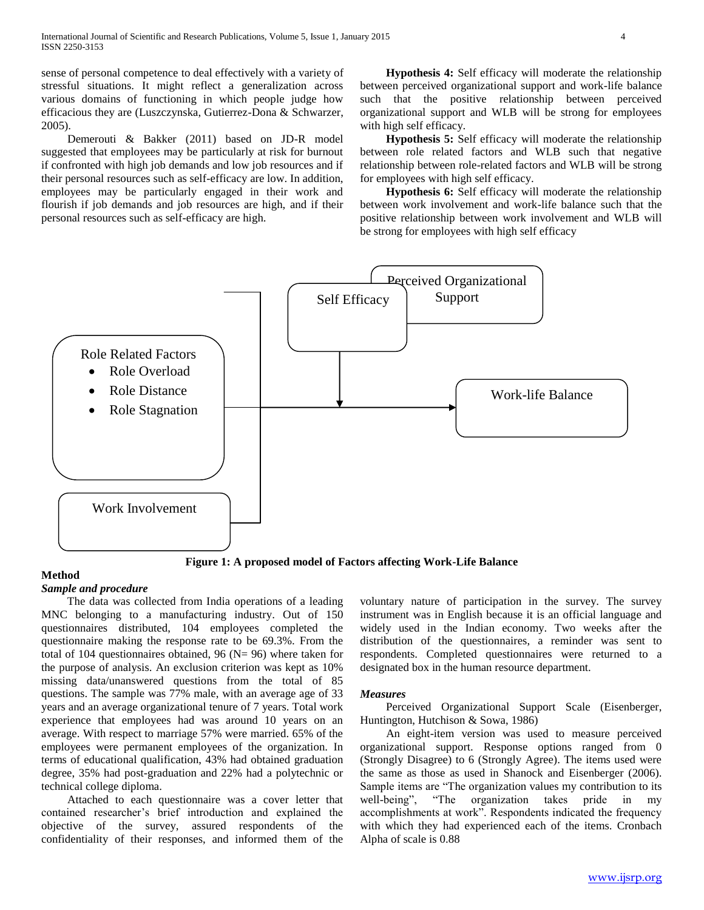sense of personal competence to deal effectively with a variety of stressful situations. It might reflect a generalization across various domains of functioning in which people judge how efficacious they are (Luszczynska, Gutierrez-Dona & Schwarzer, 2005).

Demerouti & Bakker (2011) based on JD-R model suggested that employees may be particularly at risk for burnout if confronted with high job demands and low job resources and if their personal resources such as self-efficacy are low. In addition, employees may be particularly engaged in their work and flourish if job demands and job resources are high, and if their personal resources such as self-efficacy are high.

**Hypothesis 4:** Self efficacy will moderate the relationship between perceived organizational support and work-life balance such that the positive relationship between perceived organizational support and WLB will be strong for employees with high self efficacy.

**Hypothesis 5:** Self efficacy will moderate the relationship between role related factors and WLB such that negative relationship between role-related factors and WLB will be strong for employees with high self efficacy.

**Hypothesis 6:** Self efficacy will moderate the relationship between work involvement and work-life balance such that the positive relationship between work involvement and WLB will be strong for employees with high self efficacy

Self Efficacy

Perceived Organizational Support

Role Related Factors
- Role Overload
- Role Distance
- Role Stagnation

Work-life Balance

Work Involvement

**Figure 1: A proposed model of Factors affecting Work-Life Balance**

## Method

### *Sample and procedure*

The data was collected from India operations of a leading MNC belonging to a manufacturing industry. Out of 150 questionnaires distributed, 104 employees completed the questionnaire making the response rate to be 69.3%. From the total of 104 questionnaires obtained, 96 (N= 96) where taken for the purpose of analysis. An exclusion criterion was kept as 10% missing data/unanswered questions from the total of 85 questions. The sample was 77% male, with an average age of 33 years and an average organizational tenure of 7 years. Total work experience that employees had was around 10 years on an average. With respect to marriage 57% were married. 65% of the employees were permanent employees of the organization. In terms of educational qualification, 43% had obtained graduation degree, 35% had post-graduation and 22% had a polytechnic or technical college diploma.

Attached to each questionnaire was a cover letter that contained researcher's brief introduction and explained the objective of the survey, assured respondents of the confidentiality of their responses, and informed them of the voluntary nature of participation in the survey. The survey instrument was in English because it is an official language and widely used in the Indian economy. Two weeks after the distribution of the questionnaires, a reminder was sent to respondents. Completed questionnaires were returned to a designated box in the human resource department.

### *Measures*

Perceived Organizational Support Scale (Eisenberger, Huntington, Hutchison & Sowa, 1986)

An eight-item version was used to measure perceived organizational support. Response options ranged from 0 (Strongly Disagree) to 6 (Strongly Agree). The items used were the same as those as used in Shanock and Eisenberger (2006). Sample items are "The organization values my contribution to its well-being", "The organization takes pride in my accomplishments at work". Respondents indicated the frequency with which they had experienced each of the items. Cronbach Alpha of scale is 0.88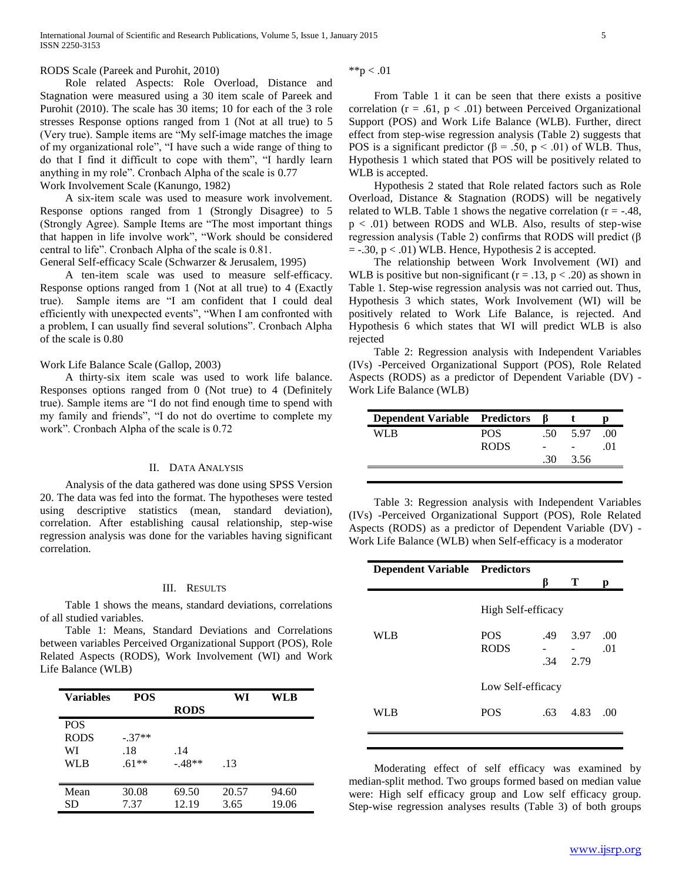RODS Scale (Pareek and Purohit, 2010)

Role related Aspects: Role Overload, Distance and Stagnation were measured using a 30 item scale of Pareek and Purohit (2010). The scale has 30 items; 10 for each of the 3 role stresses Response options ranged from 1 (Not at all true) to 5 (Very true). Sample items are "My self-image matches the image of my organizational role", "I have such a wide range of thing to do that I find it difficult to cope with them", "I hardly learn anything in my role". Cronbach Alpha of the scale is 0.77

Work Involvement Scale (Kanungo, 1982)

A six-item scale was used to measure work involvement. Response options ranged from 1 (Strongly Disagree) to 5 (Strongly Agree). Sample Items are "The most important things that happen in life involve work", "Work should be considered central to life". Cronbach Alpha of the scale is 0.81.

General Self-efficacy Scale (Schwarzer & Jerusalem, 1995)

A ten-item scale was used to measure self-efficacy. Response options ranged from 1 (Not at all true) to 4 (Exactly true). Sample items are "I am confident that I could deal efficiently with unexpected events", "When I am confronted with a problem, I can usually find several solutions". Cronbach Alpha of the scale is 0.80

Work Life Balance Scale (Gallop, 2003)

A thirty-six item scale was used to work life balance. Responses options ranged from 0 (Not true) to 4 (Definitely true). Sample items are "I do not find enough time to spend with my family and friends", "I do not do overtime to complete my work". Cronbach Alpha of the scale is 0.72

## II. Data Analysis

Analysis of the data gathered was done using SPSS Version 20. The data was fed into the format. The hypotheses were tested using descriptive statistics (mean, standard deviation), correlation. After establishing causal relationship, step-wise regression analysis was done for the variables having significant correlation.

## III. Results

Table 1 shows the means, standard deviations, correlations of all studied variables.

Table 1: Means, Standard Deviations and Correlations between variables Perceived Organizational Support (POS), Role Related Aspects (RODS), Work Involvement (WI) and Work Life Balance (WLB)

| Variables | POS | RODS | WI | WLB |
|---|---|---|---|---|
| POS | | | | |
| RODS | -.37** | | | |
| WI | .18 | .14 | | |
| WLB | .61** | -.48** | .13 | |
| Mean | 30.08 | 69.50 | 20.57 | 94.60 |
| SD | 7.37 | 12.19 | 3.65 | 19.06 |

**p < .01

From Table 1 it can be seen that there exists a positive correlation ($r = .61$, $p < .01$) between Perceived Organizational Support (POS) and Work Life Balance (WLB). Further, direct effect from step-wise regression analysis (Table 2) suggests that POS is a significant predictor ($\beta = .50$, $p < .01$) of WLB. Thus, Hypothesis 1 which stated that POS will be positively related to WLB is accepted.

Hypothesis 2 stated that Role related factors such as Role Overload, Distance & Stagnation (RODS) will be negatively related to WLB. Table 1 shows the negative correlation ($r = -.48$, $p < .01$) between RODS and WLB. Also, results of step-wise regression analysis (Table 2) confirms that RODS will predict ($\beta = -.30$, $p < .01$) WLB. Hence, Hypothesis 2 is accepted.

The relationship between Work Involvement (WI) and WLB is positive but non-significant ($r = .13$, $p < .20$) as shown in Table 1. Step-wise regression analysis was not carried out. Thus, Hypothesis 3 which states, Work Involvement (WI) will be positively related to Work Life Balance, is rejected. And Hypothesis 6 which states that WI will predict WLB is also rejected

Table 2: Regression analysis with Independent Variables (IVs) -Perceived Organizational Support (POS), Role Related Aspects (RODS) as a predictor of Dependent Variable (DV) - Work Life Balance (WLB)

| Dependent Variable | Predictors | β | t | p |
|---|---|---|---|---|
| WLB | POS | .50 | 5.97 | .00 |
| | RODS | -.30 | -3.56 | .01 |

Table 3: Regression analysis with Independent Variables (IVs) -Perceived Organizational Support (POS), Role Related Aspects (RODS) as a predictor of Dependent Variable (DV) - Work Life Balance (WLB) when Self-efficacy is a moderator

| Dependent Variable | Predictors | β | T | p |
|---|---|---|---|---|
| | High Self-efficacy | | | |
| WLB | POS | .49 | 3.97 | .00 |
| | RODS | -.34 | -2.79 | .01 |
| | Low Self-efficacy | | | |
| WLB | POS | .63 | 4.83 | .00 |

Moderating effect of self efficacy was examined by median-split method. Two groups formed based on median value were: High self efficacy group and Low self efficacy group. Step-wise regression analyses results (Table 3) of both groups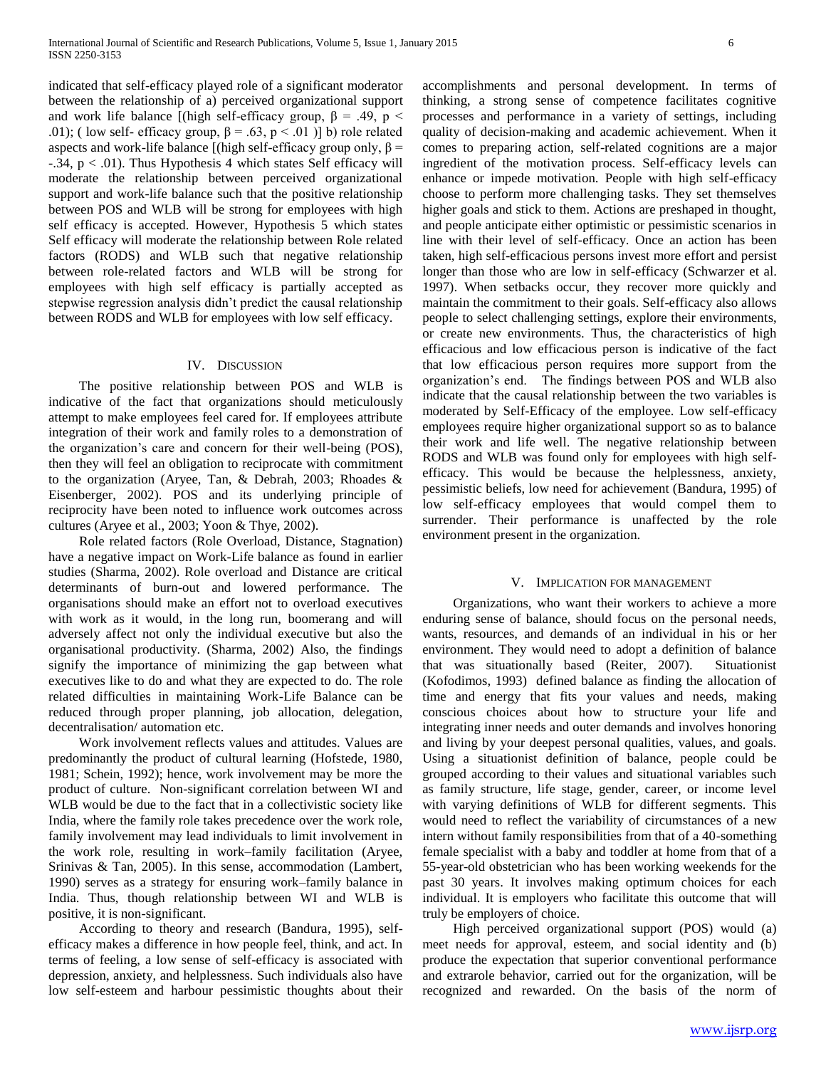indicated that self-efficacy played role of a significant moderator between the relationship of a) perceived organizational support and work life balance [(high self-efficacy group, $\beta = .49$, $p < .01$); ( low self- efficacy group, $\beta = .63$, $p < .01$ )] b) role related aspects and work-life balance [(high self-efficacy group only, $\beta = -.34$, $p < .01$). Thus Hypothesis 4 which states Self efficacy will moderate the relationship between perceived organizational support and work-life balance such that the positive relationship between POS and WLB will be strong for employees with high self efficacy is accepted. However, Hypothesis 5 which states Self efficacy will moderate the relationship between Role related factors (RODS) and WLB such that negative relationship between role-related factors and WLB will be strong for employees with high self efficacy is partially accepted as stepwise regression analysis didn't predict the causal relationship between RODS and WLB for employees with low self efficacy.

## IV. Discussion

The positive relationship between POS and WLB is indicative of the fact that organizations should meticulously attempt to make employees feel cared for. If employees attribute integration of their work and family roles to a demonstration of the organization's care and concern for their well-being (POS), then they will feel an obligation to reciprocate with commitment to the organization (Aryee, Tan, & Debrah, 2003; Rhoades & Eisenberger, 2002). POS and its underlying principle of reciprocity have been noted to influence work outcomes across cultures (Aryee et al., 2003; Yoon & Thye, 2002).

Role related factors (Role Overload, Distance, Stagnation) have a negative impact on Work-Life balance as found in earlier studies (Sharma, 2002). Role overload and Distance are critical determinants of burn-out and lowered performance. The organisations should make an effort not to overload executives with work as it would, in the long run, boomerang and will adversely affect not only the individual executive but also the organisational productivity. (Sharma, 2002) Also, the findings signify the importance of minimizing the gap between what executives like to do and what they are expected to do. The role related difficulties in maintaining Work-Life Balance can be reduced through proper planning, job allocation, delegation, decentralisation/ automation etc.

Work involvement reflects values and attitudes. Values are predominantly the product of cultural learning (Hofstede, 1980, 1981; Schein, 1992); hence, work involvement may be more the product of culture. Non-significant correlation between WI and WLB would be due to the fact that in a collectivistic society like India, where the family role takes precedence over the work role, family involvement may lead individuals to limit involvement in the work role, resulting in work–family facilitation (Aryee, Srinivas & Tan, 2005). In this sense, accommodation (Lambert, 1990) serves as a strategy for ensuring work–family balance in India. Thus, though relationship between WI and WLB is positive, it is non-significant.

According to theory and research (Bandura, 1995), self-efficacy makes a difference in how people feel, think, and act. In terms of feeling, a low sense of self-efficacy is associated with depression, anxiety, and helplessness. Such individuals also have low self-esteem and harbour pessimistic thoughts about their accomplishments and personal development. In terms of thinking, a strong sense of competence facilitates cognitive processes and performance in a variety of settings, including quality of decision-making and academic achievement. When it comes to preparing action, self-related cognitions are a major ingredient of the motivation process. Self-efficacy levels can enhance or impede motivation. People with high self-efficacy choose to perform more challenging tasks. They set themselves higher goals and stick to them. Actions are preshaped in thought, and people anticipate either optimistic or pessimistic scenarios in line with their level of self-efficacy. Once an action has been taken, high self-efficacious persons invest more effort and persist longer than those who are low in self-efficacy (Schwarzer et al. 1997). When setbacks occur, they recover more quickly and maintain the commitment to their goals. Self-efficacy also allows people to select challenging settings, explore their environments, or create new environments. Thus, the characteristics of high efficacious and low efficacious person is indicative of the fact that low efficacious person requires more support from the organization's end. The findings between POS and WLB also indicate that the causal relationship between the two variables is moderated by Self-Efficacy of the employee. Low self-efficacy employees require higher organizational support so as to balance their work and life well. The negative relationship between RODS and WLB was found only for employees with high self-efficacy. This would be because the helplessness, anxiety, pessimistic beliefs, low need for achievement (Bandura, 1995) of low self-efficacy employees that would compel them to surrender. Their performance is unaffected by the role environment present in the organization.

## V. Implication for Management

Organizations, who want their workers to achieve a more enduring sense of balance, should focus on the personal needs, wants, resources, and demands of an individual in his or her environment. They would need to adopt a definition of balance that was situationally based (Reiter, 2007). Situationist (Kofodimos, 1993) defined balance as finding the allocation of time and energy that fits your values and needs, making conscious choices about how to structure your life and integrating inner needs and outer demands and involves honoring and living by your deepest personal qualities, values, and goals. Using a situationist definition of balance, people could be grouped according to their values and situational variables such as family structure, life stage, gender, career, or income level with varying definitions of WLB for different segments. This would need to reflect the variability of circumstances of a new intern without family responsibilities from that of a 40-something female specialist with a baby and toddler at home from that of a 55-year-old obstetrician who has been working weekends for the past 30 years. It involves making optimum choices for each individual. It is employers who facilitate this outcome that will truly be employers of choice.

High perceived organizational support (POS) would (a) meet needs for approval, esteem, and social identity and (b) produce the expectation that superior conventional performance and extrarole behavior, carried out for the organization, will be recognized and rewarded. On the basis of the norm of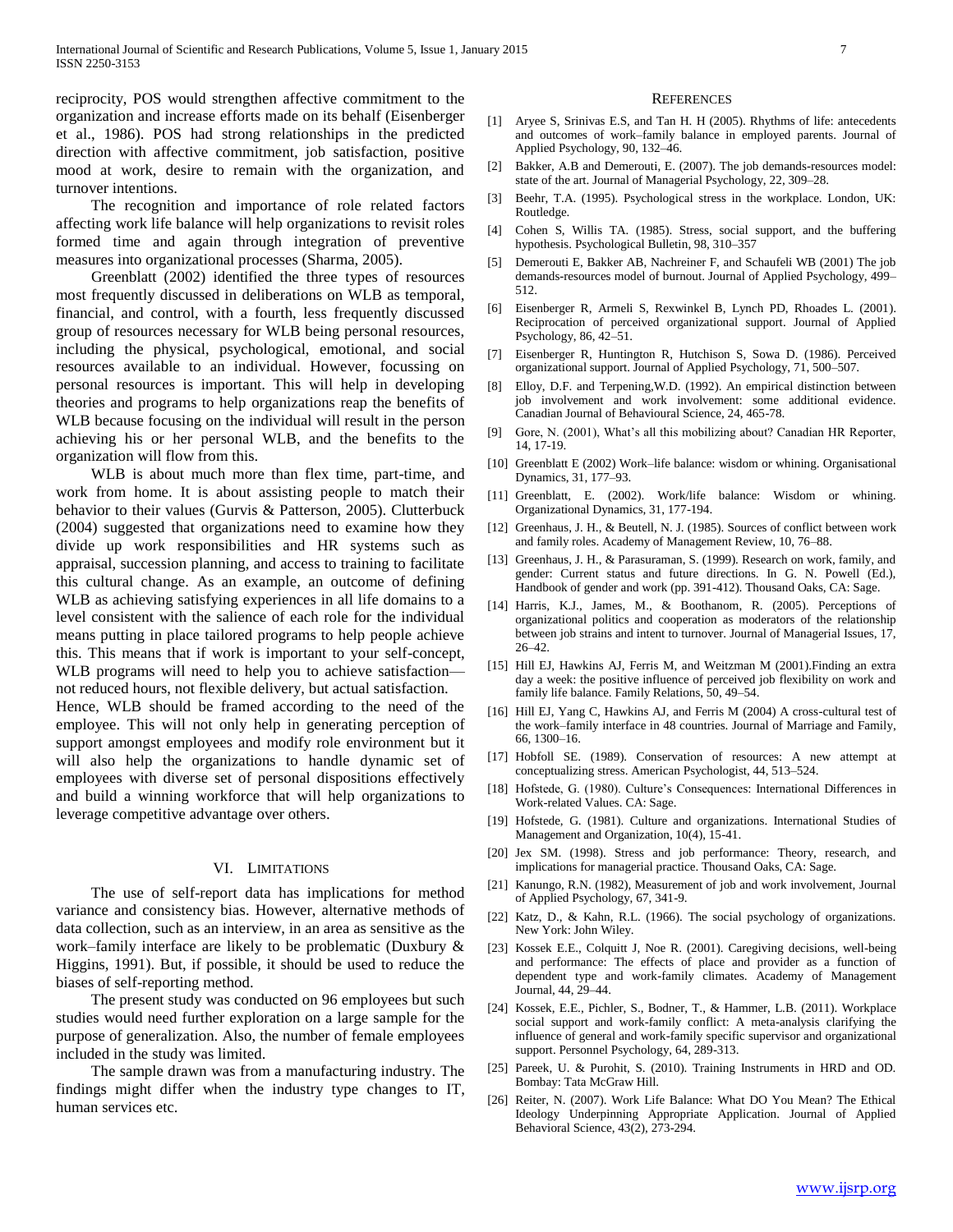reciprocity, POS would strengthen affective commitment to the organization and increase efforts made on its behalf (Eisenberger et al., 1986). POS had strong relationships in the predicted direction with affective commitment, job satisfaction, positive mood at work, desire to remain with the organization, and turnover intentions.

The recognition and importance of role related factors affecting work life balance will help organizations to revisit roles formed time and again through integration of preventive measures into organizational processes (Sharma, 2005).

Greenblatt (2002) identified the three types of resources most frequently discussed in deliberations on WLB as temporal, financial, and control, with a fourth, less frequently discussed group of resources necessary for WLB being personal resources, including the physical, psychological, emotional, and social resources available to an individual. However, focussing on personal resources is important. This will help in developing theories and programs to help organizations reap the benefits of WLB because focusing on the individual will result in the person achieving his or her personal WLB, and the benefits to the organization will flow from this.

WLB is about much more than flex time, part-time, and work from home. It is about assisting people to match their behavior to their values (Gurvis & Patterson, 2005). Clutterbuck (2004) suggested that organizations need to examine how they divide up work responsibilities and HR systems such as appraisal, succession planning, and access to training to facilitate this cultural change. As an example, an outcome of defining WLB as achieving satisfying experiences in all life domains to a level consistent with the salience of each role for the individual means putting in place tailored programs to help people achieve this. This means that if work is important to your self-concept, WLB programs will need to help you to achieve satisfaction—not reduced hours, not flexible delivery, but actual satisfaction.

Hence, WLB should be framed according to the need of the employee. This will not only help in generating perception of support amongst employees and modify role environment but it will also help the organizations to handle dynamic set of employees with diverse set of personal dispositions effectively and build a winning workforce that will help organizations to leverage competitive advantage over others.

## VI. Limitations

The use of self-report data has implications for method variance and consistency bias. However, alternative methods of data collection, such as an interview, in an area as sensitive as the work–family interface are likely to be problematic (Duxbury & Higgins, 1991). But, if possible, it should be used to reduce the biases of self-reporting method.

The present study was conducted on 96 employees but such studies would need further exploration on a large sample for the purpose of generalization. Also, the number of female employees included in the study was limited.

The sample drawn was from a manufacturing industry. The findings might differ when the industry type changes to IT, human services etc.

## References

[1] Aryee S, Srinivas E.S, and Tan H. H (2005). Rhythms of life: antecedents and outcomes of work–family balance in employed parents. Journal of Applied Psychology, 90, 132–46.

[2] Bakker, A.B and Demerouti, E. (2007). The job demands-resources model: state of the art. Journal of Managerial Psychology, 22, 309–28.

[3] Beehr, T.A. (1995). Psychological stress in the workplace. London, UK: Routledge.

[4] Cohen S, Willis TA. (1985). Stress, social support, and the buffering hypothesis. Psychological Bulletin, 98, 310–357

[5] Demerouti E, Bakker AB, Nachreiner F, and Schaufeli WB (2001) The job demands-resources model of burnout. Journal of Applied Psychology, 499–512.

[6] Eisenberger R, Armeli S, Rexwinkel B, Lynch PD, Rhoades L. (2001). Reciprocation of perceived organizational support. Journal of Applied Psychology, 86, 42–51.

[7] Eisenberger R, Huntington R, Hutchison S, Sowa D. (1986). Perceived organizational support. Journal of Applied Psychology, 71, 500–507.

[8] Elloy, D.F. and Terpening,W.D. (1992). An empirical distinction between job involvement and work involvement: some additional evidence. Canadian Journal of Behavioural Science, 24, 465-78.

[9] Gore, N. (2001), What's all this mobilizing about? Canadian HR Reporter, 14, 17-19.

[10] Greenblatt E (2002) Work–life balance: wisdom or whining. Organisational Dynamics, 31, 177–93.

[11] Greenblatt, E. (2002). Work/life balance: Wisdom or whining. Organizational Dynamics, 31, 177-194.

[12] Greenhaus, J. H., & Beutell, N. J. (1985). Sources of conflict between work and family roles. Academy of Management Review, 10, 76–88.

[13] Greenhaus, J. H., & Parasuraman, S. (1999). Research on work, family, and gender: Current status and future directions. In G. N. Powell (Ed.), Handbook of gender and work (pp. 391-412). Thousand Oaks, CA: Sage.

[14] Harris, K.J., James, M., & Boothanom, R. (2005). Perceptions of organizational politics and cooperation as moderators of the relationship between job strains and intent to turnover. Journal of Managerial Issues, 17, 26–42.

[15] Hill EJ, Hawkins AJ, Ferris M, and Weitzman M (2001).Finding an extra day a week: the positive influence of perceived job flexibility on work and family life balance. Family Relations, 50, 49–54.

[16] Hill EJ, Yang C, Hawkins AJ, and Ferris M (2004) A cross-cultural test of the work–family interface in 48 countries. Journal of Marriage and Family, 66, 1300–16.

[17] Hobfoll SE. (1989). Conservation of resources: A new attempt at conceptualizing stress. American Psychologist, 44, 513–524.

[18] Hofstede, G. (1980). Culture's Consequences: International Differences in Work-related Values. CA: Sage.

[19] Hofstede, G. (1981). Culture and organizations. International Studies of Management and Organization, 10(4), 15-41.

[20] Jex SM. (1998). Stress and job performance: Theory, research, and implications for managerial practice. Thousand Oaks, CA: Sage.

[21] Kanungo, R.N. (1982), Measurement of job and work involvement, Journal of Applied Psychology, 67, 341-9.

[22] Katz, D., & Kahn, R.L. (1966). The social psychology of organizations. New York: John Wiley.

[23] Kossek E.E., Colquitt J, Noe R. (2001). Caregiving decisions, well-being and performance: The effects of place and provider as a function of dependent type and work-family climates. Academy of Management Journal, 44, 29–44.

[24] Kossek, E.E., Pichler, S., Bodner, T., & Hammer, L.B. (2011). Workplace social support and work-family conflict: A meta-analysis clarifying the influence of general and work-family specific supervisor and organizational support. Personnel Psychology, 64, 289-313.

[25] Pareek, U. & Purohit, S. (2010). Training Instruments in HRD and OD. Bombay: Tata McGraw Hill.

[26] Reiter, N. (2007). Work Life Balance: What DO You Mean? The Ethical Ideology Underpinning Appropriate Application. Journal of Applied Behavioral Science, 43(2), 273-294.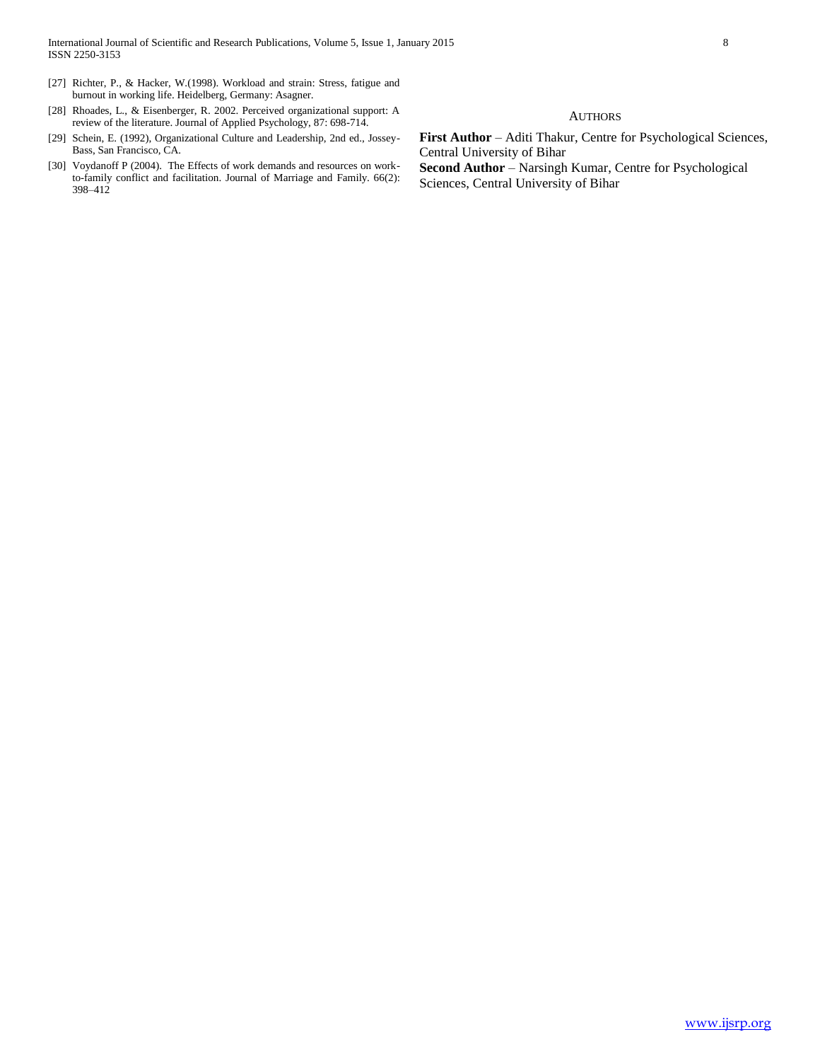[27] Richter, P., & Hacker, W.(1998). Workload and strain: Stress, fatigue and burnout in working life. Heidelberg, Germany: Asagner.

[28] Rhoades, L., & Eisenberger, R. 2002. Perceived organizational support: A review of the literature. Journal of Applied Psychology, 87: 698-714.

[29] Schein, E. (1992), Organizational Culture and Leadership, 2nd ed., Jossey-Bass, San Francisco, CA.

[30] Voydanoff P (2004). The Effects of work demands and resources on work-to-family conflict and facilitation. Journal of Marriage and Family. 66(2): 398–412

## AUTHORS

**First Author** – Aditi Thakur, Centre for Psychological Sciences, Central University of Bihar

**Second Author** – Narsingh Kumar, Centre for Psychological Sciences, Central University of Bihar

www.ijsrp.org